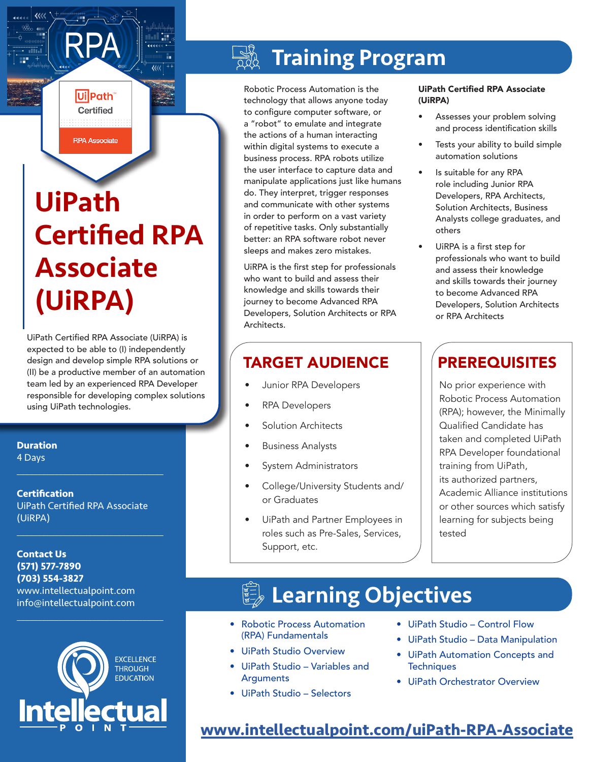# UiPath Certified RPA Associate (UiRPA)

UiPath Certified RPA Associate (UiRPA) is expected to be able to (I) independently design and develop simple RPA solutions or (II) be a productive member of an automation team led by an experienced RPA Developer responsible for developing complex solutions using UiPath technologies.

**Duration**
4 Days

**Certification**
UiPath Certified RPA Associate (UiRPA)

**Contact Us**
**(571) 577-7890**
**(703) 554-3827**
www.intellectualpoint.com
info@intellectualpoint.com

## Training Program

Robotic Process Automation is the technology that allows anyone today to configure computer software, or a "robot" to emulate and integrate the actions of a human interacting within digital systems to execute a business process. RPA robots utilize the user interface to capture data and manipulate applications just like humans do. They interpret, trigger responses and communicate with other systems in order to perform on a vast variety of repetitive tasks. Only substantially better: an RPA software robot never sleeps and makes zero mistakes.

UiRPA is the first step for professionals who want to build and assess their knowledge and skills towards their journey to become Advanced RPA Developers, Solution Architects or RPA Architects.

**UiPath Certified RPA Associate (UiRPA)**

- Assesses your problem solving and process identification skills
- Tests your ability to build simple automation solutions
- Is suitable for any RPA role including Junior RPA Developers, RPA Architects, Solution Architects, Business Analysts college graduates, and others
- UiRPA is a first step for professionals who want to build and assess their knowledge and skills towards their journey to become Advanced RPA Developers, Solution Architects or RPA Architects

## TARGET AUDIENCE

- Junior RPA Developers
- RPA Developers
- Solution Architects
- Business Analysts
- System Administrators
- College/University Students and/or Graduates
- UiPath and Partner Employees in roles such as Pre-Sales, Services, Support, etc.

## PREREQUISITES

No prior experience with Robotic Process Automation (RPA); however, the Minimally Qualified Candidate has taken and completed UiPath RPA Developer foundational training from UiPath, its authorized partners, Academic Alliance institutions or other sources which satisfy learning for subjects being tested

## Learning Objectives

- Robotic Process Automation (RPA) Fundamentals
- UiPath Studio Overview
- UiPath Studio – Variables and Arguments
- UiPath Studio – Selectors
- UiPath Studio – Control Flow
- UiPath Studio – Data Manipulation
- UiPath Automation Concepts and Techniques
- UiPath Orchestrator Overview

www.intellectualpoint.com/uiPath-RPA-Associate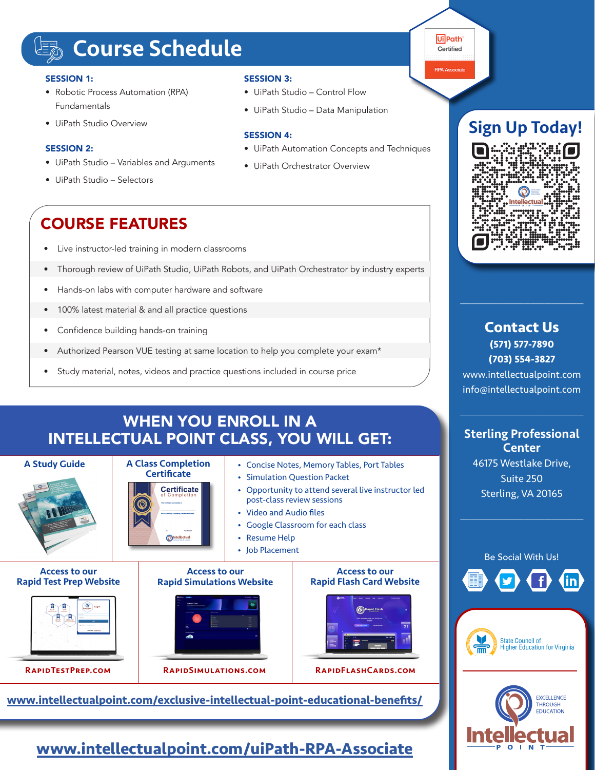# Course Schedule

UiPath Certified
RPA Associate

**SESSION 1:**

- Robotic Process Automation (RPA) Fundamentals
- UiPath Studio Overview

**SESSION 2:**

- UiPath Studio – Variables and Arguments
- UiPath Studio – Selectors

**SESSION 3:**

- UiPath Studio – Control Flow
- UiPath Studio – Data Manipulation

**SESSION 4:**

- UiPath Automation Concepts and Techniques
- UiPath Orchestrator Overview

## COURSE FEATURES

- Live instructor-led training in modern classrooms
- Thorough review of UiPath Studio, UiPath Robots, and UiPath Orchestrator by industry experts
- Hands-on labs with computer hardware and software
- 100% latest material & and all practice questions
- Confidence building hands-on training
- Authorized Pearson VUE testing at same location to help you complete your exam*
- Study material, notes, videos and practice questions included in course price

## WHEN YOU ENROLL IN A INTELLECTUAL POINT CLASS, YOU WILL GET:

**A Study Guide**

**A Class Completion Certificate**

- Concise Notes, Memory Tables, Port Tables
- Simulation Question Packet
- Opportunity to attend several live instructor led post-class review sessions
- Video and Audio files
- Google Classroom for each class
- Resume Help
- Job Placement

**Access to our Rapid Test Prep Website**
RAPIDTESTPREP.COM

**Access to our Rapid Simulations Website**
RAPIDSIMULATIONS.COM

**Access to our Rapid Flash Card Website**
RAPIDFLASHCARDS.COM

www.intellectualpoint.com/exclusive-intellectual-point-educational-benefits/

## Sign Up Today!

## Contact Us

**(571) 577-7890**
**(703) 554-3827**
www.intellectualpoint.com
info@intellectualpoint.com

## Sterling Professional Center

46175 Westlake Drive,
Suite 250
Sterling, VA 20165

Be Social With Us!

State Council of Higher Education for Virginia

Intellectual Point – Excellence Through Education

www.intellectualpoint.com/uiPath-RPA-Associate